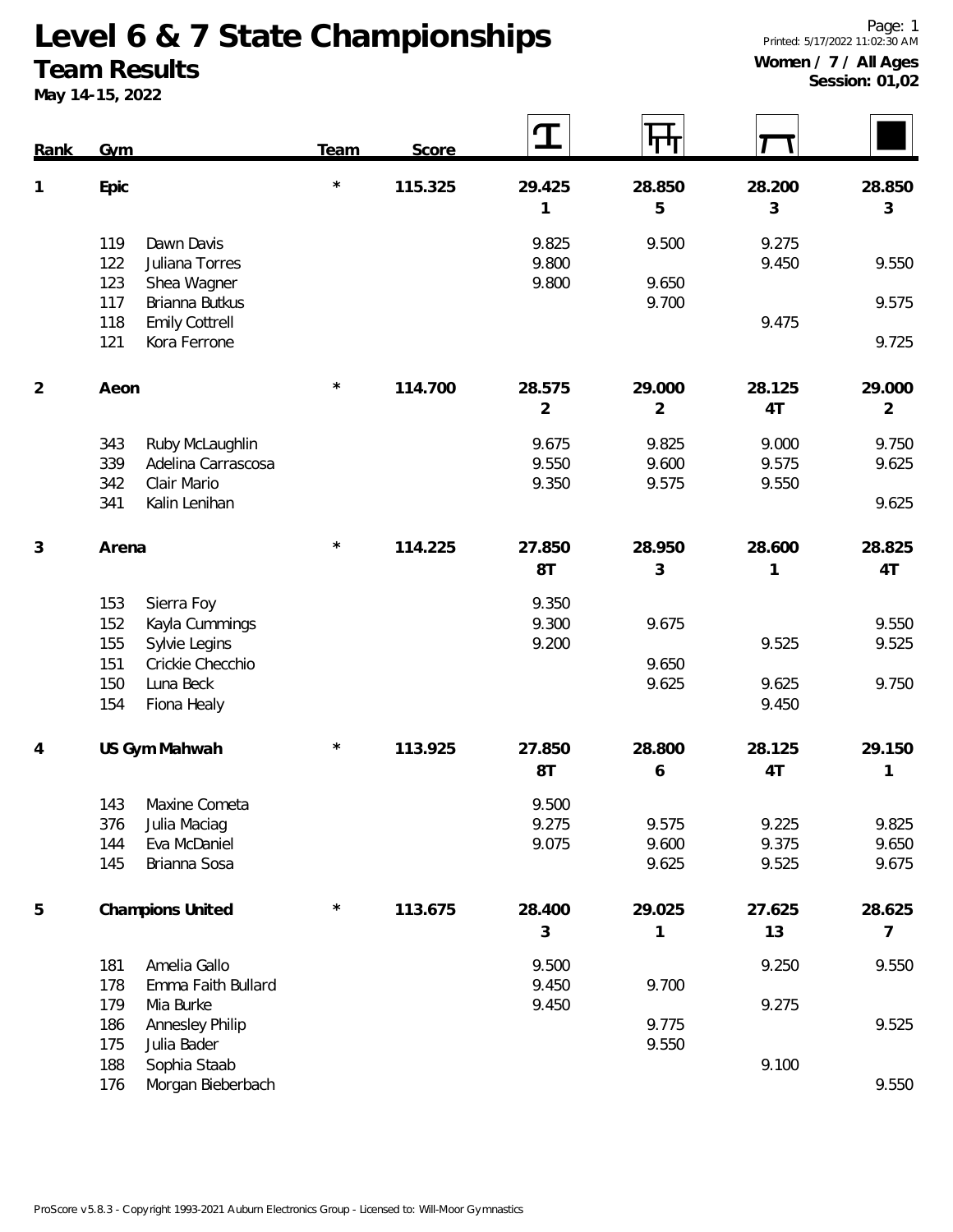# Level 6 & 7 State Championships

## Team Results

**May 14-15, 2022**

Printed: 5/17/2022 11:02:30 AM

**Women / 7 / All Ages**
**Session: 01,02**

| Rank | Gym | Team | Score | Vault | Bars | Beam | Floor |
|---|---|---|---|---|---|---|---|
| 1 | **Epic** | * | **115.325** | **29.425** 1 | **28.850** 5 | **28.200** 3 | **28.850** 3 |
| | 119 Dawn Davis | | | 9.825 | 9.500 | 9.275 | |
| | 122 Juliana Torres | | | 9.800 | | 9.450 | 9.550 |
| | 123 Shea Wagner | | | 9.800 | 9.650 | | |
| | 117 Brianna Butkus | | | | 9.700 | | 9.575 |
| | 118 Emily Cottrell | | | | | 9.475 | |
| | 121 Kora Ferrone | | | | | | 9.725 |
| 2 | **Aeon** | * | **114.700** | **28.575** 2 | **29.000** 2 | **28.125** 4T | **29.000** 2 |
| | 343 Ruby McLaughlin | | | 9.675 | 9.825 | 9.000 | 9.750 |
| | 339 Adelina Carrascosa | | | 9.550 | 9.600 | 9.575 | 9.625 |
| | 342 Clair Mario | | | 9.350 | 9.575 | 9.550 | |
| | 341 Kalin Lenihan | | | | | | 9.625 |
| 3 | **Arena** | * | **114.225** | **27.850** 8T | **28.950** 3 | **28.600** 1 | **28.825** 4T |
| | 153 Sierra Foy | | | 9.350 | | | |
| | 152 Kayla Cummings | | | 9.300 | 9.675 | | 9.550 |
| | 155 Sylvie Legins | | | 9.200 | | 9.525 | 9.525 |
| | 151 Crickie Checchio | | | | 9.650 | | |
| | 150 Luna Beck | | | | 9.625 | 9.625 | 9.750 |
| | 154 Fiona Healy | | | | | 9.450 | |
| 4 | **US Gym Mahwah** | * | **113.925** | **27.850** 8T | **28.800** 6 | **28.125** 4T | **29.150** 1 |
| | 143 Maxine Cometa | | | 9.500 | | | |
| | 376 Julia Maciag | | | 9.275 | 9.575 | 9.225 | 9.825 |
| | 144 Eva McDaniel | | | 9.075 | 9.600 | 9.375 | 9.650 |
| | 145 Brianna Sosa | | | | 9.625 | 9.525 | 9.675 |
| 5 | **Champions United** | * | **113.675** | **28.400** 3 | **29.025** 1 | **27.625** 13 | **28.625** 7 |
| | 181 Amelia Gallo | | | 9.500 | | 9.250 | 9.550 |
| | 178 Emma Faith Bullard | | | 9.450 | 9.700 | | |
| | 179 Mia Burke | | | 9.450 | | 9.275 | |
| | 186 Annesley Philip | | | | 9.775 | | 9.525 |
| | 175 Julia Bader | | | | 9.550 | | |
| | 188 Sophia Staab | | | | | 9.100 | |
| | 176 Morgan Bieberbach | | | | | | 9.550 |

ProScore v5.8.3 - Copyright 1993-2021 Auburn Electronics Group - Licensed to: Will-Moor Gymnastics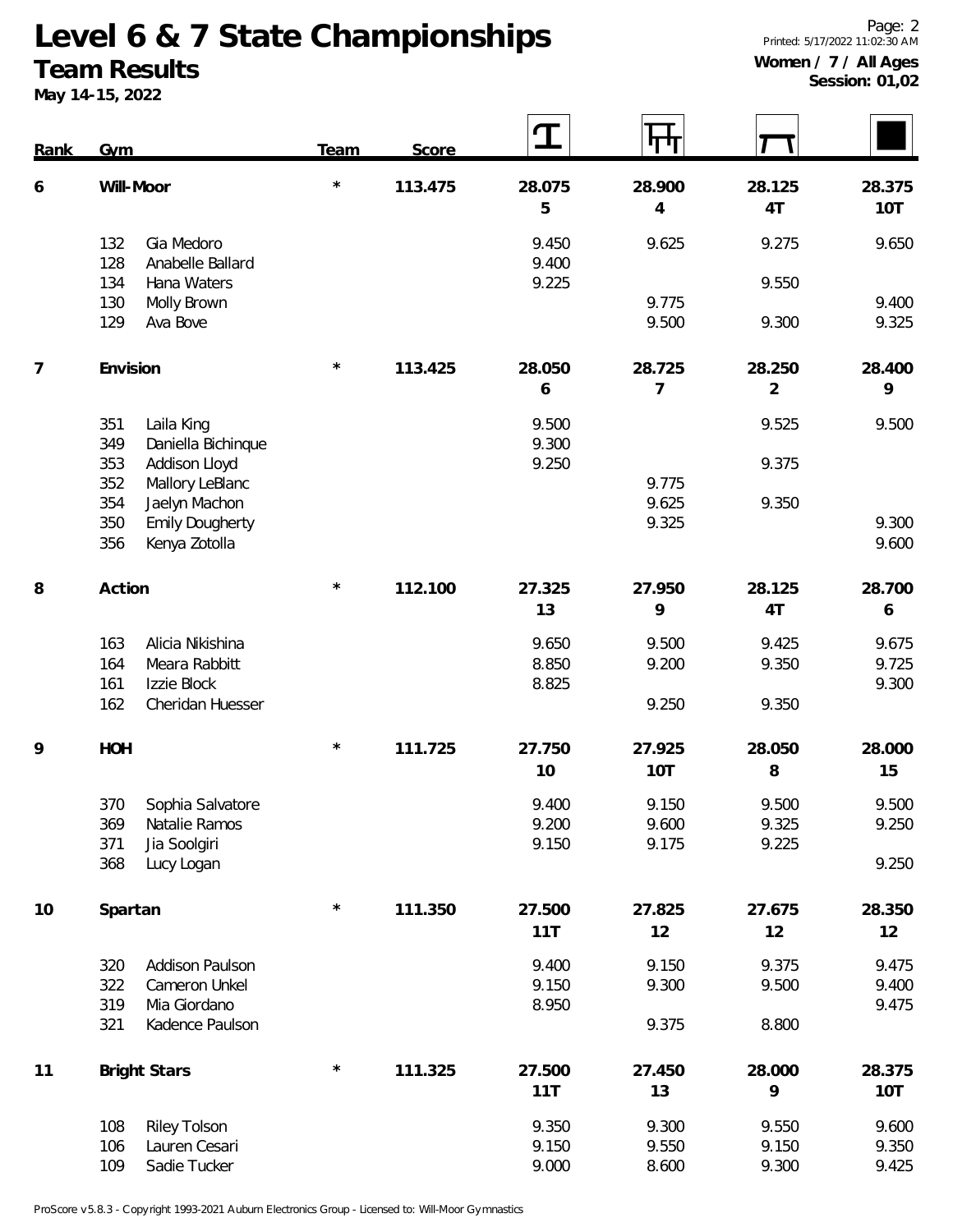# Level 6 & 7 State Championships

## Team Results

**May 14-15, 2022**

Printed: 5/17/2022 11:02:30 AM

**Women / 7 / All Ages**
**Session: 01,02**

| Rank | Gym | | Team | Score | Vault | Bars | Beam | Floor |
|---|---|---|---|---|---|---|---|---|
| 6 | **Will-Moor** | | * | 113.475 | 28.075<br>5 | 28.900<br>4 | 28.125<br>4T | 28.375<br>10T |
| | 132 | Gia Medoro | | | 9.450 | 9.625 | 9.275 | 9.650 |
| | 128 | Anabelle Ballard | | | 9.400 | | | |
| | 134 | Hana Waters | | | 9.225 | | 9.550 | |
| | 130 | Molly Brown | | | | 9.775 | | 9.400 |
| | 129 | Ava Bove | | | | 9.500 | 9.300 | 9.325 |
| 7 | **Envision** | | * | 113.425 | 28.050<br>6 | 28.725<br>7 | 28.250<br>2 | 28.400<br>9 |
| | 351 | Laila King | | | 9.500 | | 9.525 | 9.500 |
| | 349 | Daniella Bichinque | | | 9.300 | | | |
| | 353 | Addison Lloyd | | | 9.250 | | 9.375 | |
| | 352 | Mallory LeBlanc | | | | 9.775 | | |
| | 354 | Jaelyn Machon | | | | 9.625 | 9.350 | |
| | 350 | Emily Dougherty | | | | 9.325 | | 9.300 |
| | 356 | Kenya Zotolla | | | | | | 9.600 |
| 8 | **Action** | | * | 112.100 | 27.325<br>13 | 27.950<br>9 | 28.125<br>4T | 28.700<br>6 |
| | 163 | Alicia Nikishina | | | 9.650 | 9.500 | 9.425 | 9.675 |
| | 164 | Meara Rabbitt | | | 8.850 | 9.200 | 9.350 | 9.725 |
| | 161 | Izzie Block | | | 8.825 | | | 9.300 |
| | 162 | Cheridan Huesser | | | | 9.250 | 9.350 | |
| 9 | **HOH** | | * | 111.725 | 27.750<br>10 | 27.925<br>10T | 28.050<br>8 | 28.000<br>15 |
| | 370 | Sophia Salvatore | | | 9.400 | 9.150 | 9.500 | 9.500 |
| | 369 | Natalie Ramos | | | 9.200 | 9.600 | 9.325 | 9.250 |
| | 371 | Jia Soolgiri | | | 9.150 | 9.175 | 9.225 | |
| | 368 | Lucy Logan | | | | | | 9.250 |
| 10 | **Spartan** | | * | 111.350 | 27.500<br>11T | 27.825<br>12 | 27.675<br>12 | 28.350<br>12 |
| | 320 | Addison Paulson | | | 9.400 | 9.150 | 9.375 | 9.475 |
| | 322 | Cameron Unkel | | | 9.150 | 9.300 | 9.500 | 9.400 |
| | 319 | Mia Giordano | | | 8.950 | | | 9.475 |
| | 321 | Kadence Paulson | | | | 9.375 | 8.800 | |
| 11 | **Bright Stars** | | * | 111.325 | 27.500<br>11T | 27.450<br>13 | 28.000<br>9 | 28.375<br>10T |
| | 108 | Riley Tolson | | | 9.350 | 9.300 | 9.550 | 9.600 |
| | 106 | Lauren Cesari | | | 9.150 | 9.550 | 9.150 | 9.350 |
| | 109 | Sadie Tucker | | | 9.000 | 8.600 | 9.300 | 9.425 |

ProScore v5.8.3 - Copyright 1993-2021 Auburn Electronics Group - Licensed to: Will-Moor Gymnastics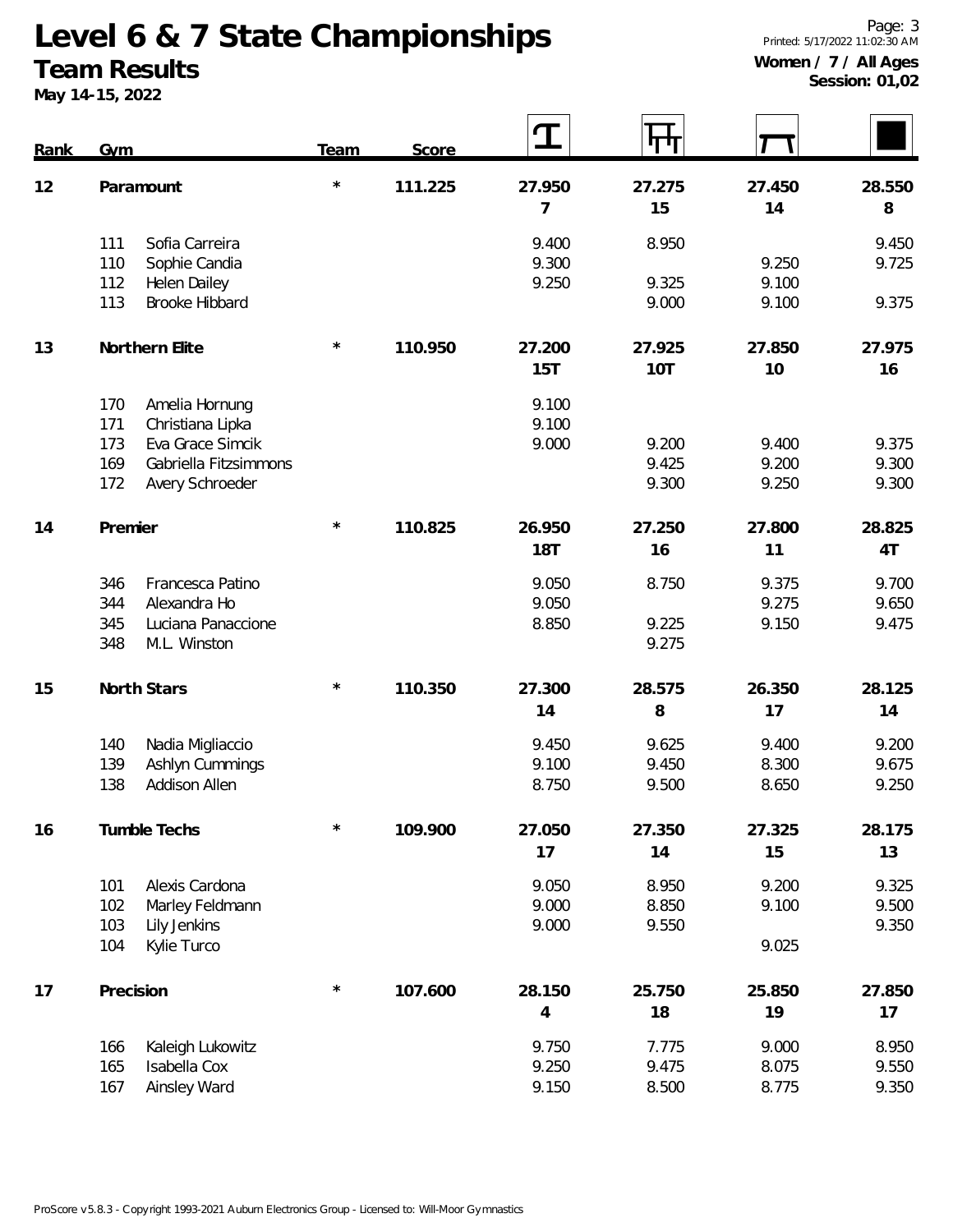# Level 6 & 7 State Championships

## Team Results

**May 14-15, 2022**

Printed: 5/17/2022 11:02:30 AM

**Women / 7 / All Ages**
**Session: 01,02**

| Rank | Gym | | Team | Score | Vault | Bars | Beam | Floor |
|---|---|---|---|---|---|---|---|---|
| 12 | Paramount | | * | 111.225 | 27.950 | 27.275 | 27.450 | 28.550 |
| | | | | | 7 | 15 | 14 | 8 |
| | 111 | Sofia Carreira | | | 9.400 | 8.950 | | 9.450 |
| | 110 | Sophie Candia | | | 9.300 | | 9.250 | 9.725 |
| | 112 | Helen Dailey | | | 9.250 | 9.325 | 9.100 | |
| | 113 | Brooke Hibbard | | | | 9.000 | 9.100 | 9.375 |
| 13 | Northern Elite | | * | 110.950 | 27.200 | 27.925 | 27.850 | 27.975 |
| | | | | | 15T | 10T | 10 | 16 |
| | 170 | Amelia Hornung | | | 9.100 | | | |
| | 171 | Christiana Lipka | | | 9.100 | | | |
| | 173 | Eva Grace Simcik | | | 9.000 | 9.200 | 9.400 | 9.375 |
| | 169 | Gabriella Fitzsimmons | | | | 9.425 | 9.200 | 9.300 |
| | 172 | Avery Schroeder | | | | 9.300 | 9.250 | 9.300 |
| 14 | Premier | | * | 110.825 | 26.950 | 27.250 | 27.800 | 28.825 |
| | | | | | 18T | 16 | 11 | 4T |
| | 346 | Francesca Patino | | | 9.050 | 8.750 | 9.375 | 9.700 |
| | 344 | Alexandra Ho | | | 9.050 | | 9.275 | 9.650 |
| | 345 | Luciana Panaccione | | | 8.850 | 9.225 | 9.150 | 9.475 |
| | 348 | M.L. Winston | | | | 9.275 | | |
| 15 | North Stars | | * | 110.350 | 27.300 | 28.575 | 26.350 | 28.125 |
| | | | | | 14 | 8 | 17 | 14 |
| | 140 | Nadia Migliaccio | | | 9.450 | 9.625 | 9.400 | 9.200 |
| | 139 | Ashlyn Cummings | | | 9.100 | 9.450 | 8.300 | 9.675 |
| | 138 | Addison Allen | | | 8.750 | 9.500 | 8.650 | 9.250 |
| 16 | Tumble Techs | | * | 109.900 | 27.050 | 27.350 | 27.325 | 28.175 |
| | | | | | 17 | 14 | 15 | 13 |
| | 101 | Alexis Cardona | | | 9.050 | 8.950 | 9.200 | 9.325 |
| | 102 | Marley Feldmann | | | 9.000 | 8.850 | 9.100 | 9.500 |
| | 103 | Lily Jenkins | | | 9.000 | 9.550 | | 9.350 |
| | 104 | Kylie Turco | | | | | 9.025 | |
| 17 | Precision | | * | 107.600 | 28.150 | 25.750 | 25.850 | 27.850 |
| | | | | | 4 | 18 | 19 | 17 |
| | 166 | Kaleigh Lukowitz | | | 9.750 | 7.775 | 9.000 | 8.950 |
| | 165 | Isabella Cox | | | 9.250 | 9.475 | 8.075 | 9.550 |
| | 167 | Ainsley Ward | | | 9.150 | 8.500 | 8.775 | 9.350 |

ProScore v5.8.3 - Copyright 1993-2021 Auburn Electronics Group - Licensed to: Will-Moor Gymnastics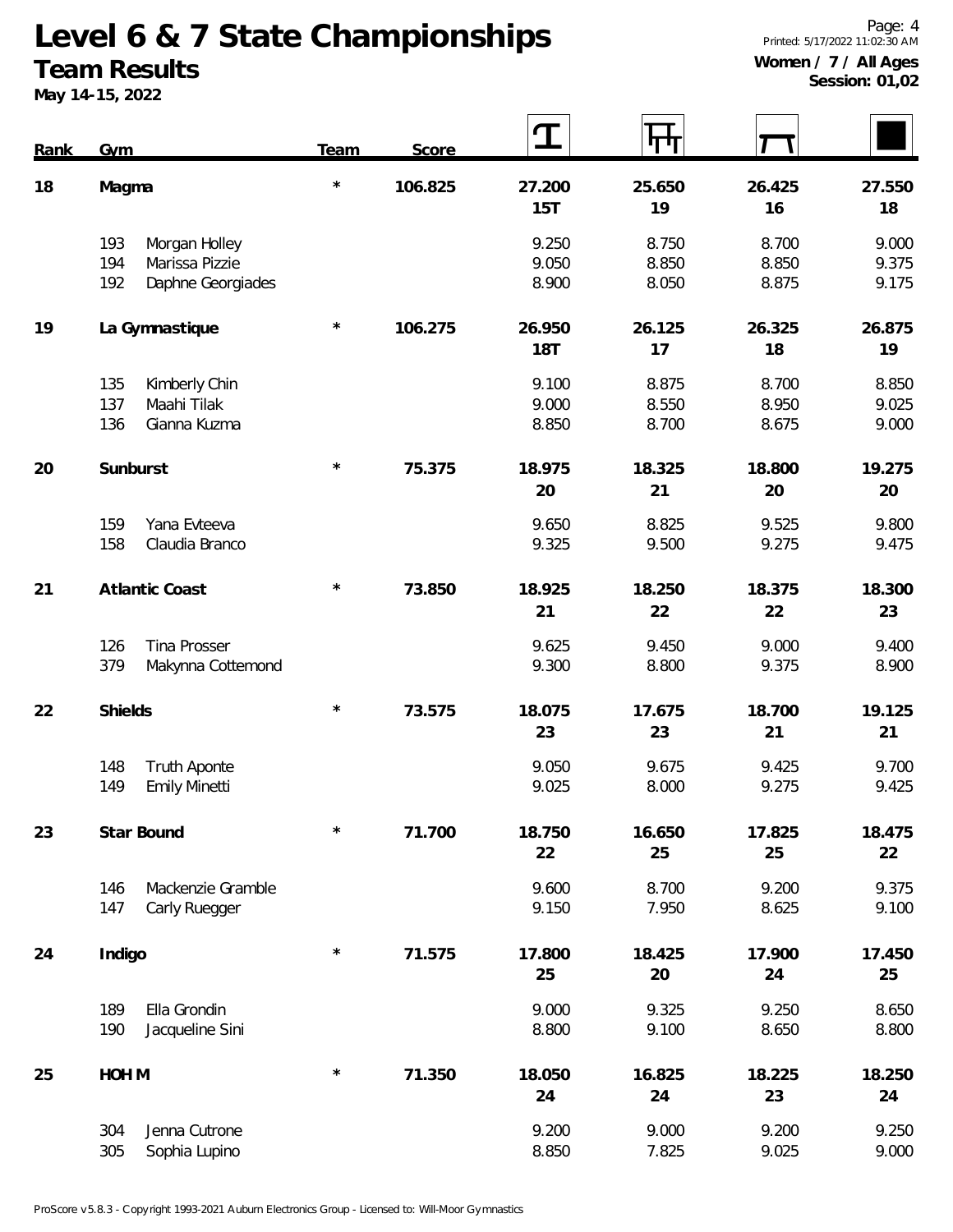# Level 6 & 7 State Championships

## Team Results

**May 14-15, 2022**

**Women / 7 / All Ages**
**Session: 01,02**

| Rank | Gym | Team | Score | Vault | Bars | Beam | Floor |
|---|---|---|---|---|---|---|---|
| **18** | **Magma** | * | **106.825** | **27.200** / **15T** | **25.650** / **19** | **26.425** / **16** | **27.550** / **18** |
| | 193 Morgan Holley | | | 9.250 | 8.750 | 8.700 | 9.000 |
| | 194 Marissa Pizzie | | | 9.050 | 8.850 | 8.850 | 9.375 |
| | 192 Daphne Georgiades | | | 8.900 | 8.050 | 8.875 | 9.175 |
| **19** | **La Gymnastique** | * | **106.275** | **26.950** / **18T** | **26.125** / **17** | **26.325** / **18** | **26.875** / **19** |
| | 135 Kimberly Chin | | | 9.100 | 8.875 | 8.700 | 8.850 |
| | 137 Maahi Tilak | | | 9.000 | 8.550 | 8.950 | 9.025 |
| | 136 Gianna Kuzma | | | 8.850 | 8.700 | 8.675 | 9.000 |
| **20** | **Sunburst** | * | **75.375** | **18.975** / **20** | **18.325** / **21** | **18.800** / **20** | **19.275** / **20** |
| | 159 Yana Evteeva | | | 9.650 | 8.825 | 9.525 | 9.800 |
| | 158 Claudia Branco | | | 9.325 | 9.500 | 9.275 | 9.475 |
| **21** | **Atlantic Coast** | * | **73.850** | **18.925** / **21** | **18.250** / **22** | **18.375** / **22** | **18.300** / **23** |
| | 126 Tina Prosser | | | 9.625 | 9.450 | 9.000 | 9.400 |
| | 379 Makynna Cottemond | | | 9.300 | 8.800 | 9.375 | 8.900 |
| **22** | **Shields** | * | **73.575** | **18.075** / **23** | **17.675** / **23** | **18.700** / **21** | **19.125** / **21** |
| | 148 Truth Aponte | | | 9.050 | 9.675 | 9.425 | 9.700 |
| | 149 Emily Minetti | | | 9.025 | 8.000 | 9.275 | 9.425 |
| **23** | **Star Bound** | * | **71.700** | **18.750** / **22** | **16.650** / **25** | **17.825** / **25** | **18.475** / **22** |
| | 146 Mackenzie Gramble | | | 9.600 | 8.700 | 9.200 | 9.375 |
| | 147 Carly Ruegger | | | 9.150 | 7.950 | 8.625 | 9.100 |
| **24** | **Indigo** | * | **71.575** | **17.800** / **25** | **18.425** / **20** | **17.900** / **24** | **17.450** / **25** |
| | 189 Ella Grondin | | | 9.000 | 9.325 | 9.250 | 8.650 |
| | 190 Jacqueline Sini | | | 8.800 | 9.100 | 8.650 | 8.800 |
| **25** | **HOH M** | * | **71.350** | **18.050** / **24** | **16.825** / **24** | **18.225** / **23** | **18.250** / **24** |
| | 304 Jenna Cutrone | | | 9.200 | 9.000 | 9.200 | 9.250 |
| | 305 Sophia Lupino | | | 8.850 | 7.825 | 9.025 | 9.000 |

ProScore v5.8.3 - Copyright 1993-2021 Auburn Electronics Group - Licensed to: Will-Moor Gymnastics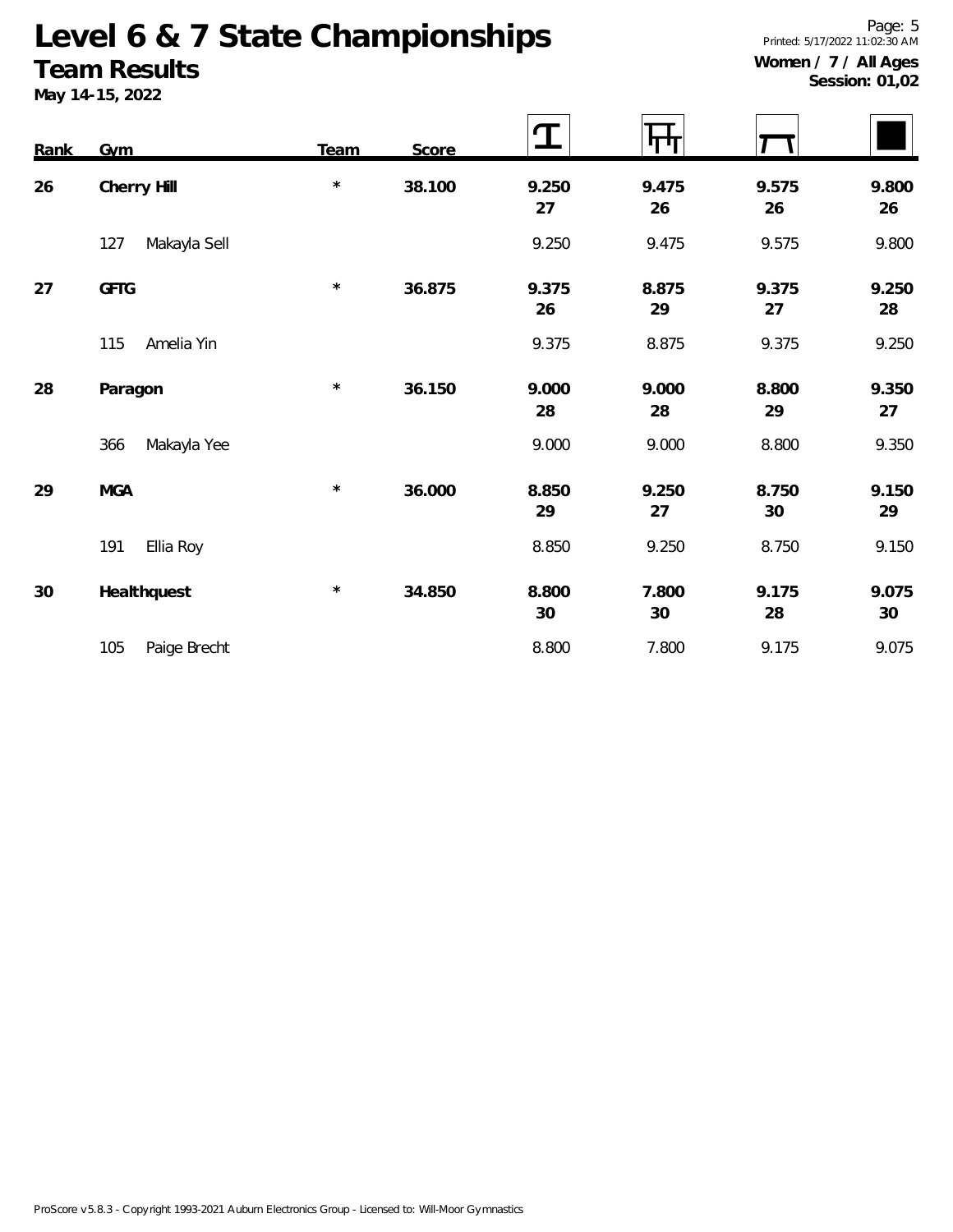# Level 6 & 7 State Championships

## Team Results

**May 14-15, 2022**

**Women / 7 / All Ages**
**Session: 01,02**

| Rank | Gym | | Team | Score | Vault | Bars | Beam | Floor |
|---|---|---|---|---|---|---|---|---|
| **26** | **Cherry Hill** | | * | **38.100** | **9.250** **27** | **9.475** **26** | **9.575** **26** | **9.800** **26** |
| | 127 | Makayla Sell | | | 9.250 | 9.475 | 9.575 | 9.800 |
| **27** | **GFTG** | | * | **36.875** | **9.375** **26** | **8.875** **29** | **9.375** **27** | **9.250** **28** |
| | 115 | Amelia Yin | | | 9.375 | 8.875 | 9.375 | 9.250 |
| **28** | **Paragon** | | * | **36.150** | **9.000** **28** | **9.000** **28** | **8.800** **29** | **9.350** **27** |
| | 366 | Makayla Yee | | | 9.000 | 9.000 | 8.800 | 9.350 |
| **29** | **MGA** | | * | **36.000** | **8.850** **29** | **9.250** **27** | **8.750** **30** | **9.150** **29** |
| | 191 | Ellia Roy | | | 8.850 | 9.250 | 8.750 | 9.150 |
| **30** | **Healthquest** | | * | **34.850** | **8.800** **30** | **7.800** **30** | **9.175** **28** | **9.075** **30** |
| | 105 | Paige Brecht | | | 8.800 | 7.800 | 9.175 | 9.075 |

ProScore v5.8.3 - Copyright 1993-2021 Auburn Electronics Group - Licensed to: Will-Moor Gymnastics